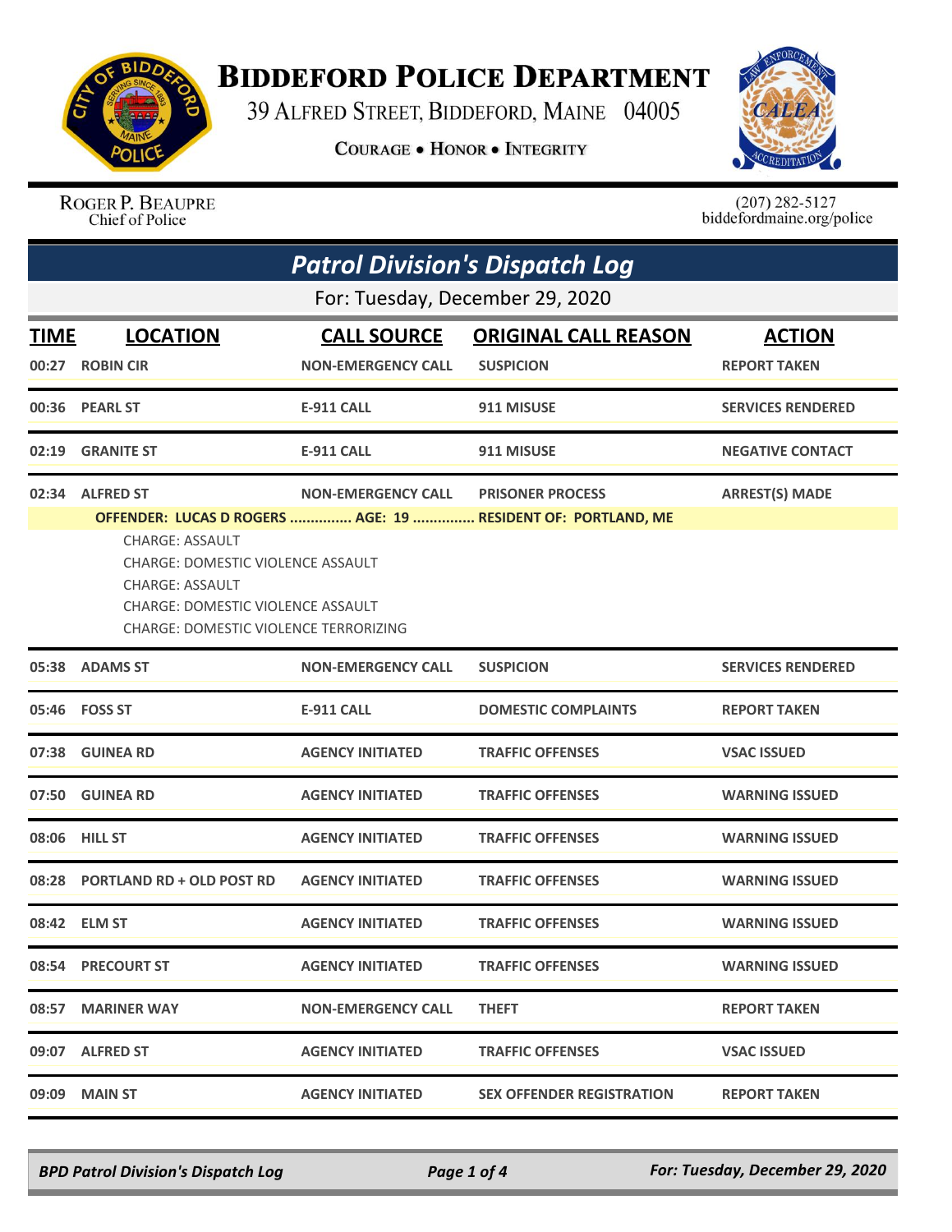# Biddeford Police Department

39 Alfred Street, Biddeford, Maine 04005

Courage • Honor • Integrity

Roger P. Beaupre
Chief of Police

(207) 282-5127
biddefordmaine.org/police

## Patrol Division's Dispatch Log

For: Tuesday, December 29, 2020

| TIME | LOCATION | CALL SOURCE | ORIGINAL CALL REASON | ACTION |
|---|---|---|---|---|
| 00:27 | ROBIN CIR | NON-EMERGENCY CALL | SUSPICION | REPORT TAKEN |
| 00:36 | PEARL ST | E-911 CALL | 911 MISUSE | SERVICES RENDERED |
| 02:19 | GRANITE ST | E-911 CALL | 911 MISUSE | NEGATIVE CONTACT |
| 02:34 | ALFRED ST | NON-EMERGENCY CALL | PRISONER PROCESS | ARREST(S) MADE |

**OFFENDER: LUCAS D ROGERS ............... AGE: 19 ............... RESIDENT OF: PORTLAND, ME**

CHARGE: ASSAULT
CHARGE: DOMESTIC VIOLENCE ASSAULT
CHARGE: ASSAULT
CHARGE: DOMESTIC VIOLENCE ASSAULT
CHARGE: DOMESTIC VIOLENCE TERRORIZING

| TIME | LOCATION | CALL SOURCE | ORIGINAL CALL REASON | ACTION |
|---|---|---|---|---|
| 05:38 | ADAMS ST | NON-EMERGENCY CALL | SUSPICION | SERVICES RENDERED |
| 05:46 | FOSS ST | E-911 CALL | DOMESTIC COMPLAINTS | REPORT TAKEN |
| 07:38 | GUINEA RD | AGENCY INITIATED | TRAFFIC OFFENSES | VSAC ISSUED |
| 07:50 | GUINEA RD | AGENCY INITIATED | TRAFFIC OFFENSES | WARNING ISSUED |
| 08:06 | HILL ST | AGENCY INITIATED | TRAFFIC OFFENSES | WARNING ISSUED |
| 08:28 | PORTLAND RD + OLD POST RD | AGENCY INITIATED | TRAFFIC OFFENSES | WARNING ISSUED |
| 08:42 | ELM ST | AGENCY INITIATED | TRAFFIC OFFENSES | WARNING ISSUED |
| 08:54 | PRECOURT ST | AGENCY INITIATED | TRAFFIC OFFENSES | WARNING ISSUED |
| 08:57 | MARINER WAY | NON-EMERGENCY CALL | THEFT | REPORT TAKEN |
| 09:07 | ALFRED ST | AGENCY INITIATED | TRAFFIC OFFENSES | VSAC ISSUED |
| 09:09 | MAIN ST | AGENCY INITIATED | SEX OFFENDER REGISTRATION | REPORT TAKEN |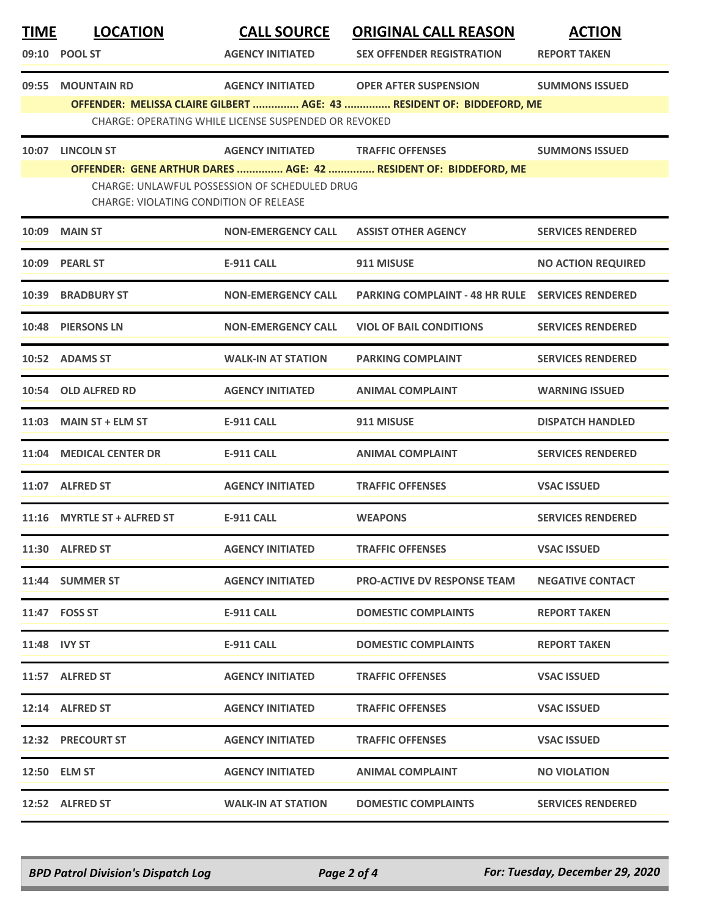| TIME | LOCATION | CALL SOURCE | ORIGINAL CALL REASON | ACTION |
|---|---|---|---|---|
| 09:10 | POOL ST | AGENCY INITIATED | SEX OFFENDER REGISTRATION | REPORT TAKEN |
| 09:55 | MOUNTAIN RD | AGENCY INITIATED | OPER AFTER SUSPENSION | SUMMONS ISSUED |
| | OFFENDER: MELISSA CLAIRE GILBERT ............... AGE: 43 ............... RESIDENT OF: BIDDEFORD, ME | | | |
| | CHARGE: OPERATING WHILE LICENSE SUSPENDED OR REVOKED | | | |
| 10:07 | LINCOLN ST | AGENCY INITIATED | TRAFFIC OFFENSES | SUMMONS ISSUED |
| | OFFENDER: GENE ARTHUR DARES ............... AGE: 42 ............... RESIDENT OF: BIDDEFORD, ME | | | |
| | CHARGE: UNLAWFUL POSSESSION OF SCHEDULED DRUG | | | |
| | CHARGE: VIOLATING CONDITION OF RELEASE | | | |
| 10:09 | MAIN ST | NON-EMERGENCY CALL | ASSIST OTHER AGENCY | SERVICES RENDERED |
| 10:09 | PEARL ST | E-911 CALL | 911 MISUSE | NO ACTION REQUIRED |
| 10:39 | BRADBURY ST | NON-EMERGENCY CALL | PARKING COMPLAINT - 48 HR RULE | SERVICES RENDERED |
| 10:48 | PIERSONS LN | NON-EMERGENCY CALL | VIOL OF BAIL CONDITIONS | SERVICES RENDERED |
| 10:52 | ADAMS ST | WALK-IN AT STATION | PARKING COMPLAINT | SERVICES RENDERED |
| 10:54 | OLD ALFRED RD | AGENCY INITIATED | ANIMAL COMPLAINT | WARNING ISSUED |
| 11:03 | MAIN ST + ELM ST | E-911 CALL | 911 MISUSE | DISPATCH HANDLED |
| 11:04 | MEDICAL CENTER DR | E-911 CALL | ANIMAL COMPLAINT | SERVICES RENDERED |
| 11:07 | ALFRED ST | AGENCY INITIATED | TRAFFIC OFFENSES | VSAC ISSUED |
| 11:16 | MYRTLE ST + ALFRED ST | E-911 CALL | WEAPONS | SERVICES RENDERED |
| 11:30 | ALFRED ST | AGENCY INITIATED | TRAFFIC OFFENSES | VSAC ISSUED |
| 11:44 | SUMMER ST | AGENCY INITIATED | PRO-ACTIVE DV RESPONSE TEAM | NEGATIVE CONTACT |
| 11:47 | FOSS ST | E-911 CALL | DOMESTIC COMPLAINTS | REPORT TAKEN |
| 11:48 | IVY ST | E-911 CALL | DOMESTIC COMPLAINTS | REPORT TAKEN |
| 11:57 | ALFRED ST | AGENCY INITIATED | TRAFFIC OFFENSES | VSAC ISSUED |
| 12:14 | ALFRED ST | AGENCY INITIATED | TRAFFIC OFFENSES | VSAC ISSUED |
| 12:32 | PRECOURT ST | AGENCY INITIATED | TRAFFIC OFFENSES | VSAC ISSUED |
| 12:50 | ELM ST | AGENCY INITIATED | ANIMAL COMPLAINT | NO VIOLATION |
| 12:52 | ALFRED ST | WALK-IN AT STATION | DOMESTIC COMPLAINTS | SERVICES RENDERED |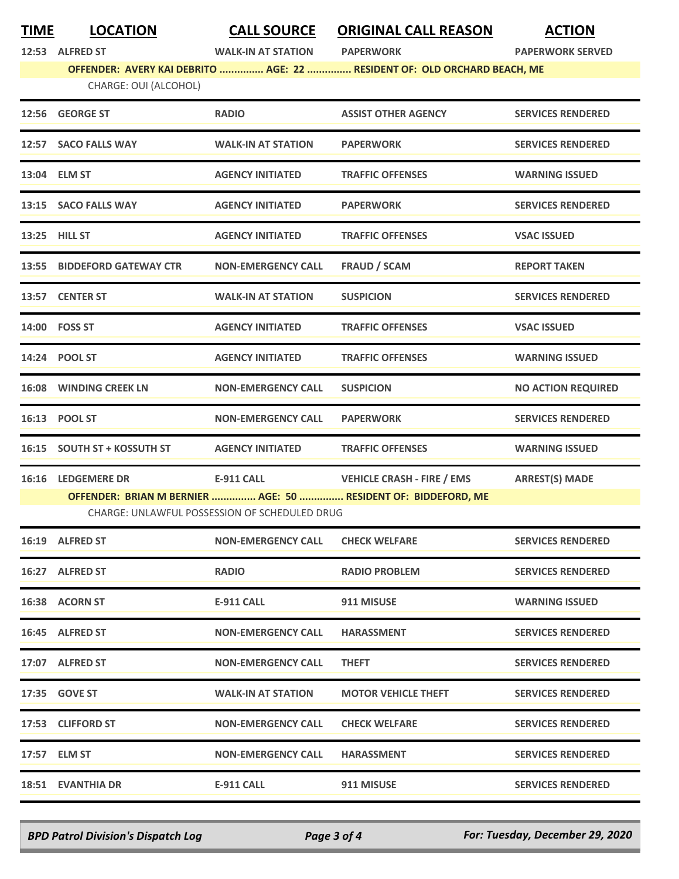| TIME | LOCATION | CALL SOURCE | ORIGINAL CALL REASON | ACTION |
|---|---|---|---|---|
| 12:53 | ALFRED ST | WALK-IN AT STATION | PAPERWORK | PAPERWORK SERVED |
| | OFFENDER: AVERY KAI DEBRITO ............... AGE: 22 ............... RESIDENT OF: OLD ORCHARD BEACH, ME | | | |
| | CHARGE: OUI (ALCOHOL) | | | |
| 12:56 | GEORGE ST | RADIO | ASSIST OTHER AGENCY | SERVICES RENDERED |
| 12:57 | SACO FALLS WAY | WALK-IN AT STATION | PAPERWORK | SERVICES RENDERED |
| 13:04 | ELM ST | AGENCY INITIATED | TRAFFIC OFFENSES | WARNING ISSUED |
| 13:15 | SACO FALLS WAY | AGENCY INITIATED | PAPERWORK | SERVICES RENDERED |
| 13:25 | HILL ST | AGENCY INITIATED | TRAFFIC OFFENSES | VSAC ISSUED |
| 13:55 | BIDDEFORD GATEWAY CTR | NON-EMERGENCY CALL | FRAUD / SCAM | REPORT TAKEN |
| 13:57 | CENTER ST | WALK-IN AT STATION | SUSPICION | SERVICES RENDERED |
| 14:00 | FOSS ST | AGENCY INITIATED | TRAFFIC OFFENSES | VSAC ISSUED |
| 14:24 | POOL ST | AGENCY INITIATED | TRAFFIC OFFENSES | WARNING ISSUED |
| 16:08 | WINDING CREEK LN | NON-EMERGENCY CALL | SUSPICION | NO ACTION REQUIRED |
| 16:13 | POOL ST | NON-EMERGENCY CALL | PAPERWORK | SERVICES RENDERED |
| 16:15 | SOUTH ST + KOSSUTH ST | AGENCY INITIATED | TRAFFIC OFFENSES | WARNING ISSUED |
| 16:16 | LEDGEMERE DR | E-911 CALL | VEHICLE CRASH - FIRE / EMS | ARREST(S) MADE |
| | OFFENDER: BRIAN M BERNIER ............... AGE: 50 ............... RESIDENT OF: BIDDEFORD, ME | | | |
| | CHARGE: UNLAWFUL POSSESSION OF SCHEDULED DRUG | | | |
| 16:19 | ALFRED ST | NON-EMERGENCY CALL | CHECK WELFARE | SERVICES RENDERED |
| 16:27 | ALFRED ST | RADIO | RADIO PROBLEM | SERVICES RENDERED |
| 16:38 | ACORN ST | E-911 CALL | 911 MISUSE | WARNING ISSUED |
| 16:45 | ALFRED ST | NON-EMERGENCY CALL | HARASSMENT | SERVICES RENDERED |
| 17:07 | ALFRED ST | NON-EMERGENCY CALL | THEFT | SERVICES RENDERED |
| 17:35 | GOVE ST | WALK-IN AT STATION | MOTOR VEHICLE THEFT | SERVICES RENDERED |
| 17:53 | CLIFFORD ST | NON-EMERGENCY CALL | CHECK WELFARE | SERVICES RENDERED |
| 17:57 | ELM ST | NON-EMERGENCY CALL | HARASSMENT | SERVICES RENDERED |
| 18:51 | EVANTHIA DR | E-911 CALL | 911 MISUSE | SERVICES RENDERED |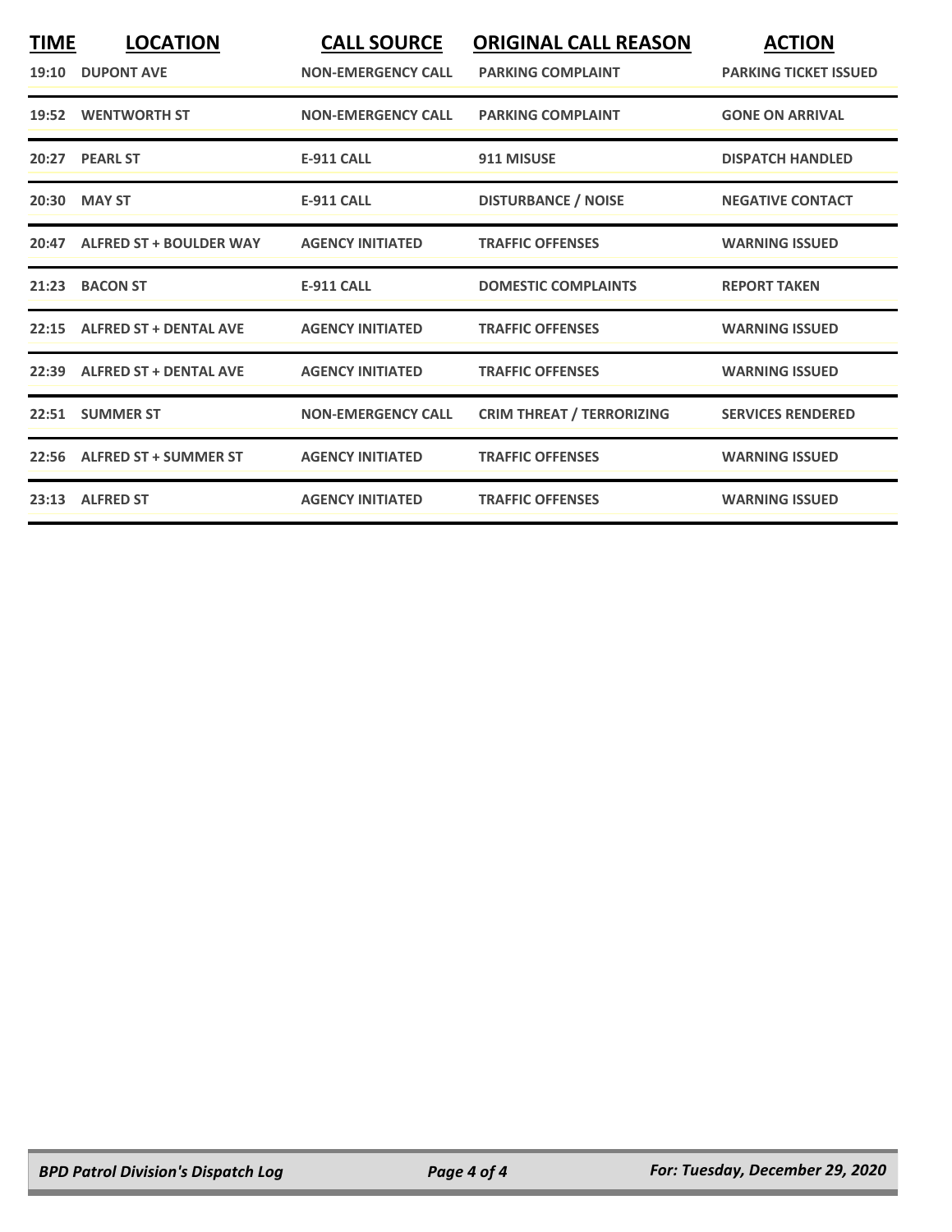| TIME | LOCATION | CALL SOURCE | ORIGINAL CALL REASON | ACTION |
|---|---|---|---|---|
| 19:10 | DUPONT AVE | NON-EMERGENCY CALL | PARKING COMPLAINT | PARKING TICKET ISSUED |
| 19:52 | WENTWORTH ST | NON-EMERGENCY CALL | PARKING COMPLAINT | GONE ON ARRIVAL |
| 20:27 | PEARL ST | E-911 CALL | 911 MISUSE | DISPATCH HANDLED |
| 20:30 | MAY ST | E-911 CALL | DISTURBANCE / NOISE | NEGATIVE CONTACT |
| 20:47 | ALFRED ST + BOULDER WAY | AGENCY INITIATED | TRAFFIC OFFENSES | WARNING ISSUED |
| 21:23 | BACON ST | E-911 CALL | DOMESTIC COMPLAINTS | REPORT TAKEN |
| 22:15 | ALFRED ST + DENTAL AVE | AGENCY INITIATED | TRAFFIC OFFENSES | WARNING ISSUED |
| 22:39 | ALFRED ST + DENTAL AVE | AGENCY INITIATED | TRAFFIC OFFENSES | WARNING ISSUED |
| 22:51 | SUMMER ST | NON-EMERGENCY CALL | CRIM THREAT / TERRORIZING | SERVICES RENDERED |
| 22:56 | ALFRED ST + SUMMER ST | AGENCY INITIATED | TRAFFIC OFFENSES | WARNING ISSUED |
| 23:13 | ALFRED ST | AGENCY INITIATED | TRAFFIC OFFENSES | WARNING ISSUED |